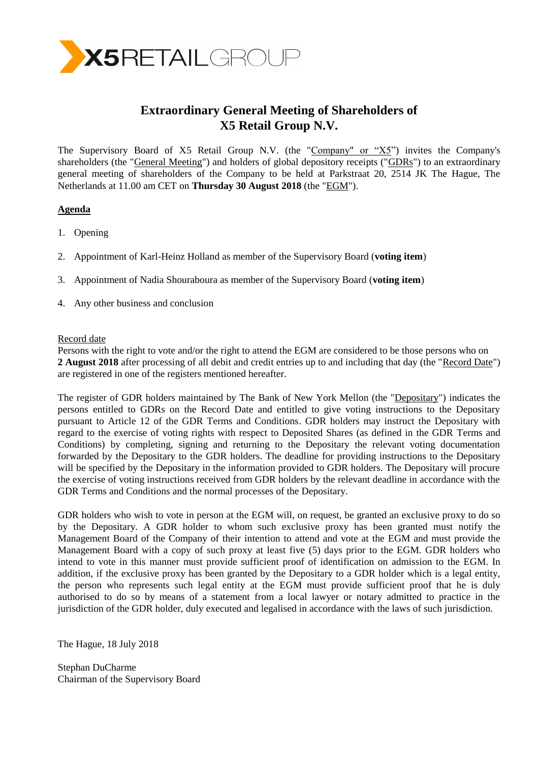# Extraordinary General Meeting of Shareholders of X5 Retail Group N.V.

The Supervisory Board of X5 Retail Group N.V. (the "Company" or "X5") invites the Company's shareholders (the "General Meeting") and holders of global depository receipts ("GDRs") to an extraordinary general meeting of shareholders of the Company to be held at Parkstraat 20, 2514 JK The Hague, The Netherlands at 11.00 am CET on **Thursday 30 August 2018** (the "EGM").

**Agenda**

1. Opening
2. Appointment of Karl-Heinz Holland as member of the Supervisory Board (**voting item**)
3. Appointment of Nadia Shouraboura as member of the Supervisory Board (**voting item**)
4. Any other business and conclusion

Record date
Persons with the right to vote and/or the right to attend the EGM are considered to be those persons who on **2 August 2018** after processing of all debit and credit entries up to and including that day (the "Record Date") are registered in one of the registers mentioned hereafter.

The register of GDR holders maintained by The Bank of New York Mellon (the "Depositary") indicates the persons entitled to GDRs on the Record Date and entitled to give voting instructions to the Depositary pursuant to Article 12 of the GDR Terms and Conditions. GDR holders may instruct the Depositary with regard to the exercise of voting rights with respect to Deposited Shares (as defined in the GDR Terms and Conditions) by completing, signing and returning to the Depositary the relevant voting documentation forwarded by the Depositary to the GDR holders. The deadline for providing instructions to the Depositary will be specified by the Depositary in the information provided to GDR holders. The Depositary will procure the exercise of voting instructions received from GDR holders by the relevant deadline in accordance with the GDR Terms and Conditions and the normal processes of the Depositary.

GDR holders who wish to vote in person at the EGM will, on request, be granted an exclusive proxy to do so by the Depositary. A GDR holder to whom such exclusive proxy has been granted must notify the Management Board of the Company of their intention to attend and vote at the EGM and must provide the Management Board with a copy of such proxy at least five (5) days prior to the EGM. GDR holders who intend to vote in this manner must provide sufficient proof of identification on admission to the EGM. In addition, if the exclusive proxy has been granted by the Depositary to a GDR holder which is a legal entity, the person who represents such legal entity at the EGM must provide sufficient proof that he is duly authorised to do so by means of a statement from a local lawyer or notary admitted to practice in the jurisdiction of the GDR holder, duly executed and legalised in accordance with the laws of such jurisdiction.

The Hague, 18 July 2018

Stephan DuCharme
Chairman of the Supervisory Board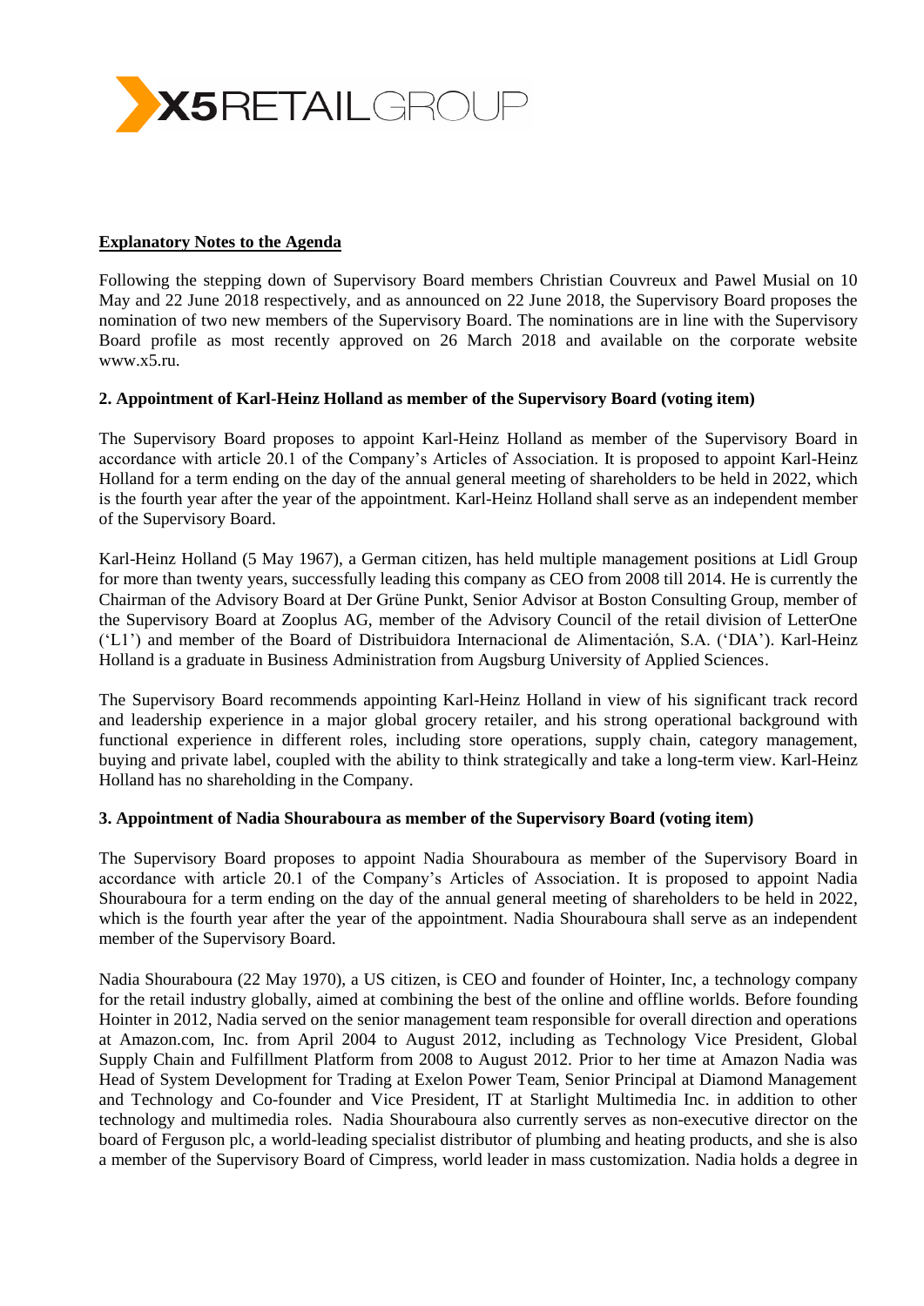**Explanatory Notes to the Agenda**

Following the stepping down of Supervisory Board members Christian Couvreux and Pawel Musial on 10 May and 22 June 2018 respectively, and as announced on 22 June 2018, the Supervisory Board proposes the nomination of two new members of the Supervisory Board. The nominations are in line with the Supervisory Board profile as most recently approved on 26 March 2018 and available on the corporate website www.x5.ru.

**2. Appointment of Karl-Heinz Holland as member of the Supervisory Board (voting item)**

The Supervisory Board proposes to appoint Karl-Heinz Holland as member of the Supervisory Board in accordance with article 20.1 of the Company's Articles of Association. It is proposed to appoint Karl-Heinz Holland for a term ending on the day of the annual general meeting of shareholders to be held in 2022, which is the fourth year after the year of the appointment. Karl-Heinz Holland shall serve as an independent member of the Supervisory Board.

Karl-Heinz Holland (5 May 1967), a German citizen, has held multiple management positions at Lidl Group for more than twenty years, successfully leading this company as CEO from 2008 till 2014. He is currently the Chairman of the Advisory Board at Der Grüne Punkt, Senior Advisor at Boston Consulting Group, member of the Supervisory Board at Zooplus AG, member of the Advisory Council of the retail division of LetterOne ('L1') and member of the Board of Distribuidora Internacional de Alimentación, S.A. ('DIA'). Karl-Heinz Holland is a graduate in Business Administration from Augsburg University of Applied Sciences.

The Supervisory Board recommends appointing Karl-Heinz Holland in view of his significant track record and leadership experience in a major global grocery retailer, and his strong operational background with functional experience in different roles, including store operations, supply chain, category management, buying and private label, coupled with the ability to think strategically and take a long-term view. Karl-Heinz Holland has no shareholding in the Company.

**3. Appointment of Nadia Shouraboura as member of the Supervisory Board (voting item)**

The Supervisory Board proposes to appoint Nadia Shouraboura as member of the Supervisory Board in accordance with article 20.1 of the Company's Articles of Association. It is proposed to appoint Nadia Shouraboura for a term ending on the day of the annual general meeting of shareholders to be held in 2022, which is the fourth year after the year of the appointment. Nadia Shouraboura shall serve as an independent member of the Supervisory Board.

Nadia Shouraboura (22 May 1970), a US citizen, is CEO and founder of Hointer, Inc, a technology company for the retail industry globally, aimed at combining the best of the online and offline worlds. Before founding Hointer in 2012, Nadia served on the senior management team responsible for overall direction and operations at Amazon.com, Inc. from April 2004 to August 2012, including as Technology Vice President, Global Supply Chain and Fulfillment Platform from 2008 to August 2012. Prior to her time at Amazon Nadia was Head of System Development for Trading at Exelon Power Team, Senior Principal at Diamond Management and Technology and Co-founder and Vice President, IT at Starlight Multimedia Inc. in addition to other technology and multimedia roles. Nadia Shouraboura also currently serves as non-executive director on the board of Ferguson plc, a world-leading specialist distributor of plumbing and heating products, and she is also a member of the Supervisory Board of Cimpress, world leader in mass customization. Nadia holds a degree in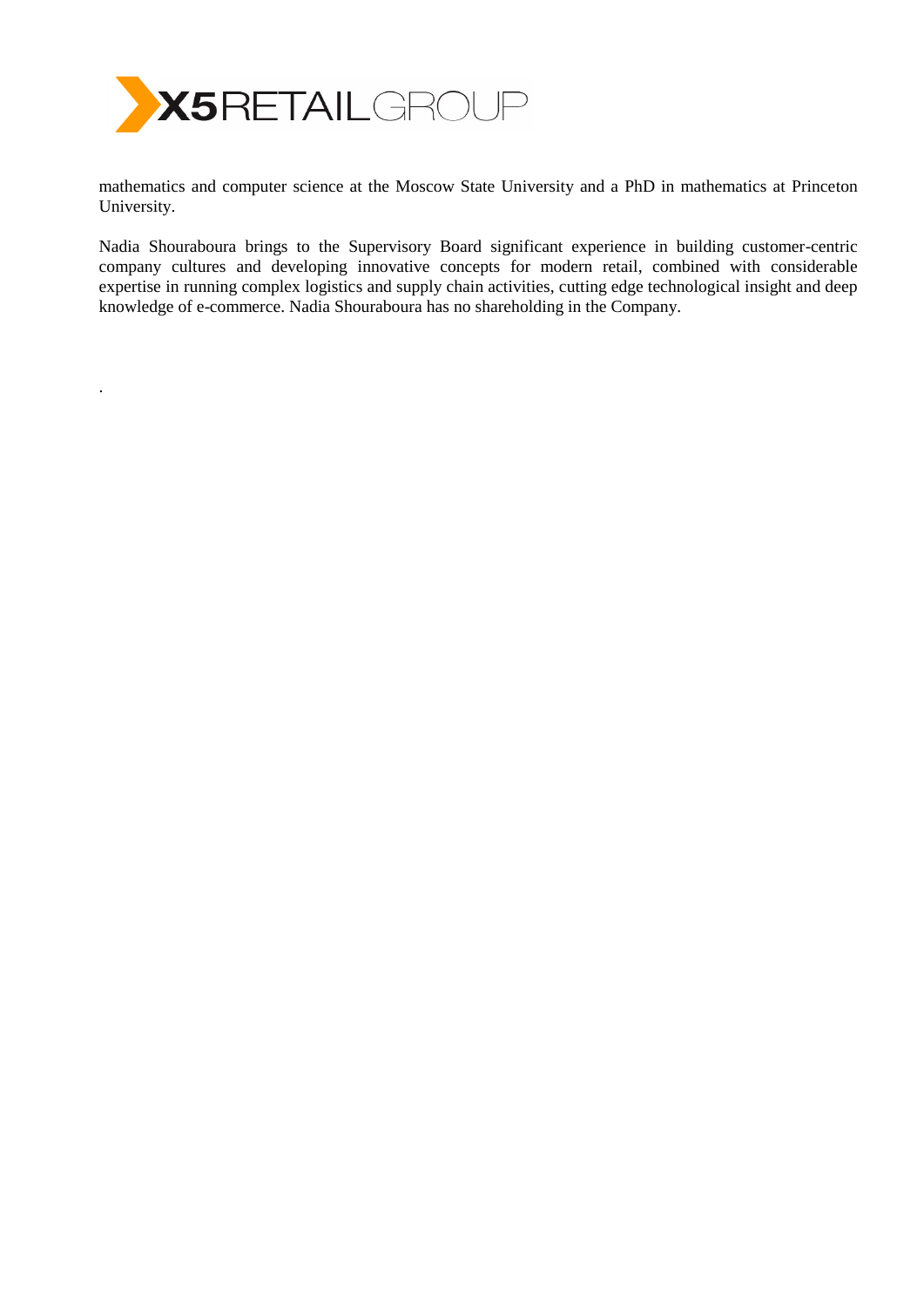mathematics and computer science at the Moscow State University and a PhD in mathematics at Princeton University.

Nadia Shouraboura brings to the Supervisory Board significant experience in building customer-centric company cultures and developing innovative concepts for modern retail, combined with considerable expertise in running complex logistics and supply chain activities, cutting edge technological insight and deep knowledge of e-commerce. Nadia Shouraboura has no shareholding in the Company.

.